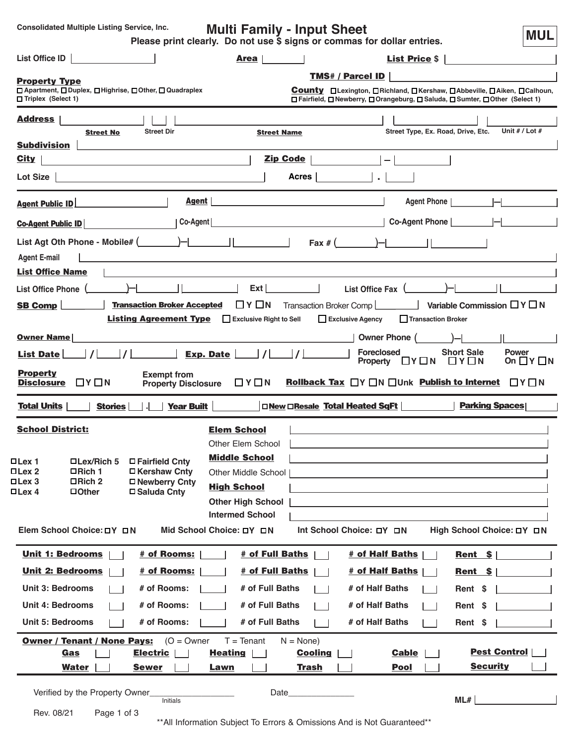Consolidated Multiple Listing Service, Inc.

# Multi Family - Input Sheet

**MUL**

**Please print clearly. Do not use $ signs or commas for dollar entries.**

List Office ID \_\_\_\_\_\_ **Area** \_\_\_\_\_\_ **List Price** $ \_\_\_\_\_\_

**Property Type**
☐ Apartment, ☐ Duplex, ☐ Highrise, ☐ Other, ☐ Quadraplex
☐ Triplex (Select 1)

**TMS# / Parcel ID** \_\_\_\_\_\_

**County** ☐ Lexington, ☐ Richland, ☐ Kershaw, ☐ Abbeville, ☐ Aiken, ☐ Calhoun,
☐ Fairfield, ☐ Newberry, ☐ Orangeburg, ☐ Saluda, ☐ Sumter, ☐ Other (Select 1)

**Address** \_\_\_\_\_\_ (**Street No**) \_\_\_\_\_\_ (Street Dir) \_\_\_\_\_\_ (**Street Name**) \_\_\_\_\_\_ (Street Type, Ex. Road, Drive, Etc.) \_\_\_\_\_\_ (Unit # / Lot #)

**Subdivision** \_\_\_\_\_\_

**City** \_\_\_\_\_\_ **Zip Code** \_\_\_\_\_\_ – \_\_\_\_\_\_

Lot Size \_\_\_\_\_\_ **Acres** \_\_\_\_\_\_ . \_\_\_\_\_\_

**Agent Public ID** \_\_\_\_\_\_ **Agent** \_\_\_\_\_\_ **Agent Phone** \_\_\_\_\_\_ – \_\_\_\_\_\_

**Co-Agent Public ID** \_\_\_\_\_\_ **Co-Agent** \_\_\_\_\_\_ **Co-Agent Phone** \_\_\_\_\_\_ – \_\_\_\_\_\_

List Agt Oth Phone - Mobile# ( \_\_\_\_ ) – \_\_\_\_ \_\_\_\_ Fax # ( \_\_\_\_ ) – \_\_\_\_ \_\_\_\_

Agent E-mail \_\_\_\_\_\_

**List Office Name** \_\_\_\_\_\_

List Office Phone ( \_\_\_\_ ) – \_\_\_\_ \_\_\_\_ Ext \_\_\_\_ List Office Fax ( \_\_\_\_ ) – \_\_\_\_ \_\_\_\_

**SB Comp** \_\_\_\_\_\_ **Transaction Broker Accepted** ☐ Y ☐ N Transaction Broker Comp \_\_\_\_\_\_ **Variable Commission** ☐ Y ☐ N

**Listing Agreement Type** ☐ Exclusive Right to Sell ☐ Exclusive Agency ☐ Transaction Broker

**Owner Name** \_\_\_\_\_\_ Owner Phone ( \_\_\_\_ ) – \_\_\_\_ \_\_\_\_

**List Date** \_\_\_ / \_\_\_ / \_\_\_\_ **Exp. Date** \_\_\_ / \_\_\_ / \_\_\_\_ **Foreclosed Property** ☐ Y ☐ N **Short Sale** ☐ Y ☐ N **Power On** ☐ Y ☐ N

**Property Disclosure** ☐ Y ☐ N **Exempt from Property Disclosure** ☐ Y ☐ N **Rollback Tax** ☐ Y ☐ N ☐ Unk **Publish to Internet** ☐ Y ☐ N

**Total Units** \_\_\_\_ **Stories** \_\_\_ . \_\_\_ **Year Built** \_\_\_\_\_\_ ☐ New ☐ Resale **Total Heated SqFt** \_\_\_\_\_\_ **Parking Spaces** \_\_\_\_\_\_

**School District:**

☐ Lex 1 ☐ Lex/Rich 5 ☐ Fairfield Cnty
☐ Lex 2 ☐ Rich 1 ☐ Kershaw Cnty
☐ Lex 3 ☐ Rich 2 ☐ Newberry Cnty
☐ Lex 4 ☐ Other ☐ Saluda Cnty

**Elem School** \_\_\_\_\_\_
Other Elem School \_\_\_\_\_\_
**Middle School** \_\_\_\_\_\_
Other Middle School \_\_\_\_\_\_
**High School** \_\_\_\_\_\_
Other High School \_\_\_\_\_\_
Intermed School \_\_\_\_\_\_

Elem School Choice: ☐ Y ☐ N Mid School Choice: ☐ Y ☐ N Int School Choice: ☐ Y ☐ N High School Choice: ☐ Y ☐ N

| Unit | Bedrooms | # of Rooms | # of Full Baths | # of Half Baths | Rent $ |
|---|---|---|---|---|---|
| **Unit 1** | | | | | |
| **Unit 2** | | | | | |
| Unit 3 | | | | | |
| Unit 4 | | | | | |
| Unit 5 | | | | | |

**Owner / Tenant / None Pays:** (O = Owner T = Tenant N = None)

| | | | | | | | |
|---|---|---|---|---|---|---|---|
| **Gas** | | **Electric** | | **Heating** | | **Cooling** | |
| **Cable** | | **Pest Control** | | **Water** | | **Sewer** | |
| **Lawn** | | **Trash** | | **Pool** | | **Security** | |

Verified by the Property Owner\_\_\_\_\_\_\_\_\_\_\_\_ (Initials) Date\_\_\_\_\_\_\_\_\_\_\_\_ ML# \_\_\_\_\_\_

Rev. 08/21

\*\*All Information Subject To Errors & Omissions And is Not Guaranteed\*\*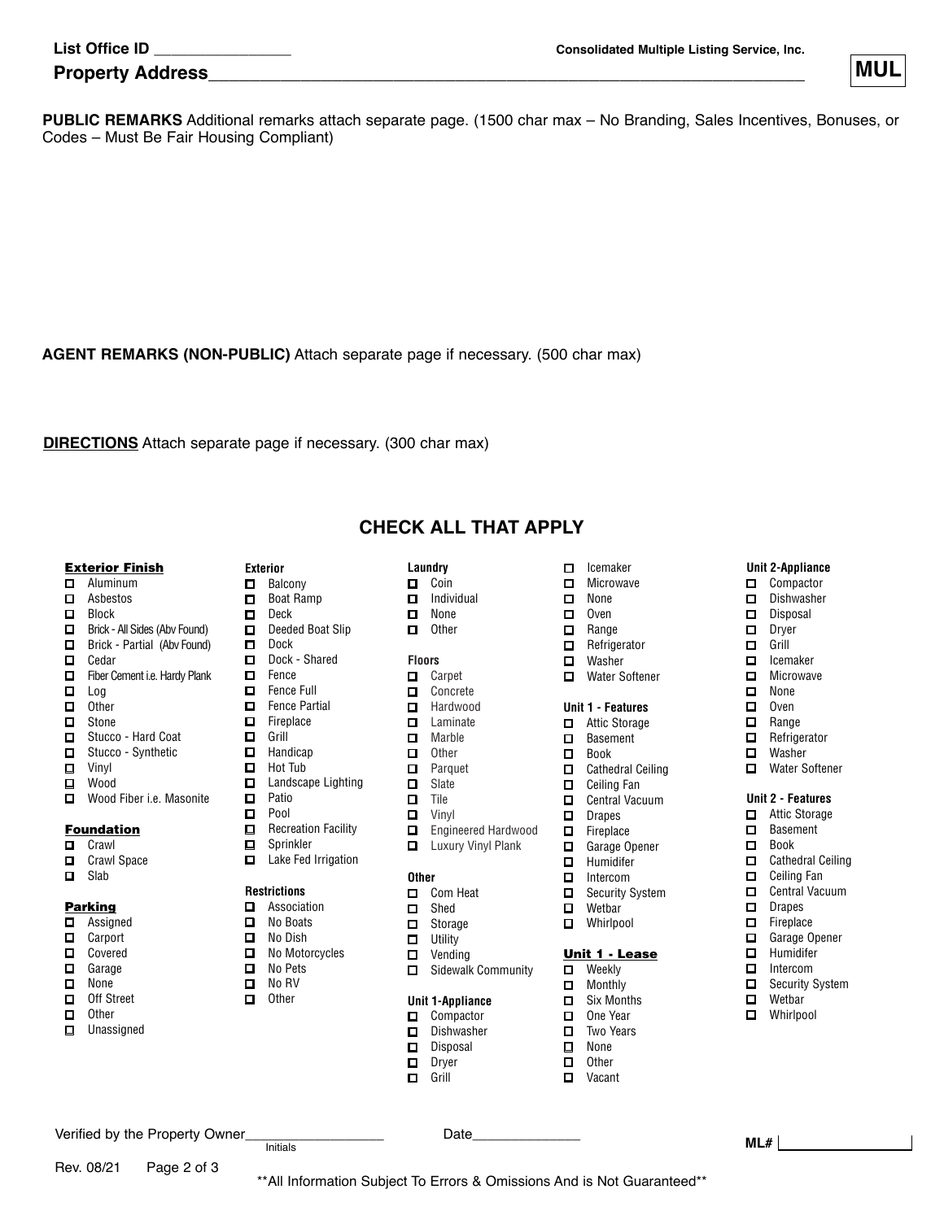List Office ID ________________ | Consolidated Multiple Listing Service, Inc.

Property Address______________________________________________________________

**MUL**

**PUBLIC REMARKS** Additional remarks attach separate page. (1500 char max – No Branding, Sales Incentives, Bonuses, or Codes – Must Be Fair Housing Compliant)

**AGENT REMARKS (NON-PUBLIC)** Attach separate page if necessary. (500 char max)

**DIRECTIONS** Attach separate page if necessary. (300 char max)

## CHECK ALL THAT APPLY

**Exterior Finish**
- ☐ Aluminum
- ☐ Asbestos
- ☐ Block
- ☐ Brick - All Sides (Abv Found)
- ☐ Brick - Partial (Abv Found)
- ☐ Cedar
- ☐ Fiber Cement i.e. Hardy Plank
- ☐ Log
- ☐ Other
- ☐ Stone
- ☐ Stucco - Hard Coat
- ☐ Stucco - Synthetic
- ☐ Vinyl
- ☐ Wood
- ☐ Wood Fiber i.e. Masonite

**Foundation**
- ☐ Crawl
- ☐ Crawl Space
- ☐ Slab

**Parking**
- ☐ Assigned
- ☐ Carport
- ☐ Covered
- ☐ Garage
- ☐ None
- ☐ Off Street
- ☐ Other
- ☐ Unassigned

**Exterior**
- ☐ Balcony
- ☐ Boat Ramp
- ☐ Deck
- ☐ Deeded Boat Slip
- ☐ Dock
- ☐ Dock - Shared
- ☐ Fence
- ☐ Fence Full
- ☐ Fence Partial
- ☐ Fireplace
- ☐ Grill
- ☐ Handicap
- ☐ Hot Tub
- ☐ Landscape Lighting
- ☐ Patio
- ☐ Pool
- ☐ Recreation Facility
- ☐ Sprinkler
- ☐ Lake Fed Irrigation

**Restrictions**
- ☐ Association
- ☐ No Boats
- ☐ No Dish
- ☐ No Motorcycles
- ☐ No Pets
- ☐ No RV
- ☐ Other

**Laundry**
- ☐ Coin
- ☐ Individual
- ☐ None
- ☐ Other

**Floors**
- ☐ Carpet
- ☐ Concrete
- ☐ Hardwood
- ☐ Laminate
- ☐ Marble
- ☐ Other
- ☐ Parquet
- ☐ Slate
- ☐ Tile
- ☐ Vinyl
- ☐ Engineered Hardwood
- ☐ Luxury Vinyl Plank

**Other**
- ☐ Com Heat
- ☐ Shed
- ☐ Storage
- ☐ Utility
- ☐ Vending
- ☐ Sidewalk Community

**Unit 1-Appliance**
- ☐ Compactor
- ☐ Dishwasher
- ☐ Disposal
- ☐ Dryer
- ☐ Grill
- ☐ Icemaker
- ☐ Microwave
- ☐ None
- ☐ Oven
- ☐ Range
- ☐ Refrigerator
- ☐ Washer
- ☐ Water Softener

**Unit 1 - Features**
- ☐ Attic Storage
- ☐ Basement
- ☐ Book
- ☐ Cathedral Ceiling
- ☐ Ceiling Fan
- ☐ Central Vacuum
- ☐ Drapes
- ☐ Fireplace
- ☐ Garage Opener
- ☐ Humidifer
- ☐ Intercom
- ☐ Security System
- ☐ Wetbar
- ☐ Whirlpool

**Unit 1 - Lease**
- ☐ Weekly
- ☐ Monthly
- ☐ Six Months
- ☐ One Year
- ☐ Two Years
- ☐ None
- ☐ Other
- ☐ Vacant

**Unit 2-Appliance**
- ☐ Compactor
- ☐ Dishwasher
- ☐ Disposal
- ☐ Dryer
- ☐ Grill
- ☐ Icemaker
- ☐ Microwave
- ☐ None
- ☐ Oven
- ☐ Range
- ☐ Refrigerator
- ☐ Washer
- ☐ Water Softener

**Unit 2 - Features**
- ☐ Attic Storage
- ☐ Basement
- ☐ Book
- ☐ Cathedral Ceiling
- ☐ Ceiling Fan
- ☐ Central Vacuum
- ☐ Drapes
- ☐ Fireplace
- ☐ Garage Opener
- ☐ Humidifer
- ☐ Intercom
- ☐ Security System
- ☐ Wetbar
- ☐ Whirlpool

Verified by the Property Owner__________________ (Initials) Date______________

ML# ____________

Rev. 08/21

**All Information Subject To Errors & Omissions And is Not Guaranteed**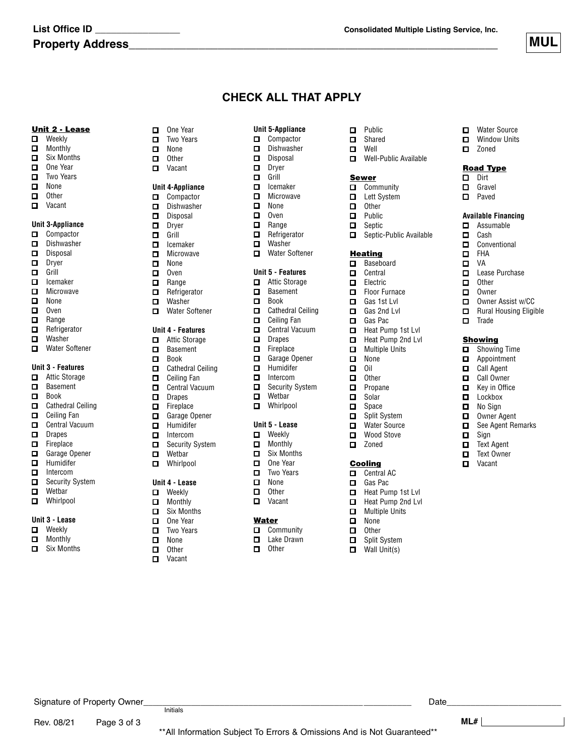List Office ID ________________

Consolidated Multiple Listing Service, Inc.

**Property Address**_____________________________________________

**MUL**

## CHECK ALL THAT APPLY

**Unit 2 - Lease**
- ☐ Weekly
- ☐ Monthly
- ☐ Six Months
- ☐ One Year
- ☐ Two Years
- ☐ None
- ☐ Other
- ☐ Vacant

**Unit 3-Appliance**
- ☐ Compactor
- ☐ Dishwasher
- ☐ Disposal
- ☐ Dryer
- ☐ Grill
- ☐ Icemaker
- ☐ Microwave
- ☐ None
- ☐ Oven
- ☐ Range
- ☐ Refrigerator
- ☐ Washer
- ☐ Water Softener

**Unit 3 - Features**
- ☐ Attic Storage
- ☐ Basement
- ☐ Book
- ☐ Cathedral Ceiling
- ☐ Ceiling Fan
- ☐ Central Vacuum
- ☐ Drapes
- ☐ Fireplace
- ☐ Garage Opener
- ☐ Humidifer
- ☐ Intercom
- ☐ Security System
- ☐ Wetbar
- ☐ Whirlpool

**Unit 3 - Lease**
- ☐ Weekly
- ☐ Monthly
- ☐ Six Months
- ☐ One Year
- ☐ Two Years
- ☐ None
- ☐ Other
- ☐ Vacant

**Unit 4-Appliance**
- ☐ Compactor
- ☐ Dishwasher
- ☐ Disposal
- ☐ Dryer
- ☐ Grill
- ☐ Icemaker
- ☐ Microwave
- ☐ None
- ☐ Oven
- ☐ Range
- ☐ Refrigerator
- ☐ Washer
- ☐ Water Softener

**Unit 4 - Features**
- ☐ Attic Storage
- ☐ Basement
- ☐ Book
- ☐ Cathedral Ceiling
- ☐ Ceiling Fan
- ☐ Central Vacuum
- ☐ Drapes
- ☐ Fireplace
- ☐ Garage Opener
- ☐ Humidifer
- ☐ Intercom
- ☐ Security System
- ☐ Wetbar
- ☐ Whirlpool

**Unit 4 - Lease**
- ☐ Weekly
- ☐ Monthly
- ☐ Six Months
- ☐ One Year
- ☐ Two Years
- ☐ None
- ☐ Other
- ☐ Vacant

**Unit 5-Appliance**
- ☐ Compactor
- ☐ Dishwasher
- ☐ Disposal
- ☐ Dryer
- ☐ Grill
- ☐ Icemaker
- ☐ Microwave
- ☐ None
- ☐ Oven
- ☐ Range
- ☐ Refrigerator
- ☐ Washer
- ☐ Water Softener

**Unit 5 - Features**
- ☐ Attic Storage
- ☐ Basement
- ☐ Book
- ☐ Cathedral Ceiling
- ☐ Ceiling Fan
- ☐ Central Vacuum
- ☐ Drapes
- ☐ Fireplace
- ☐ Garage Opener
- ☐ Humidifer
- ☐ Intercom
- ☐ Security System
- ☐ Wetbar
- ☐ Whirlpool

**Unit 5 - Lease**
- ☐ Weekly
- ☐ Monthly
- ☐ Six Months
- ☐ One Year
- ☐ Two Years
- ☐ None
- ☐ Other
- ☐ Vacant

**Water**
- ☐ Community
- ☐ Lake Drawn
- ☐ Other
- ☐ Public
- ☐ Shared
- ☐ Well
- ☐ Well-Public Available

**Sewer**
- ☐ Community
- ☐ Lett System
- ☐ Other
- ☐ Public
- ☐ Septic
- ☐ Septic-Public Available

**Heating**
- ☐ Baseboard
- ☐ Central
- ☐ Electric
- ☐ Floor Furnace
- ☐ Gas 1st Lvl
- ☐ Gas 2nd Lvl
- ☐ Gas Pac
- ☐ Heat Pump 1st Lvl
- ☐ Heat Pump 2nd Lvl
- ☐ Multiple Units
- ☐ None
- ☐ Oil
- ☐ Other
- ☐ Propane
- ☐ Solar
- ☐ Space
- ☐ Split System
- ☐ Water Source
- ☐ Wood Stove
- ☐ Zoned

**Cooling**
- ☐ Central AC
- ☐ Gas Pac
- ☐ Heat Pump 1st Lvl
- ☐ Heat Pump 2nd Lvl
- ☐ Multiple Units
- ☐ None
- ☐ Other
- ☐ Split System
- ☐ Wall Unit(s)
- ☐ Water Source
- ☐ Window Units
- ☐ Zoned

**Road Type**
- ☐ Dirt
- ☐ Gravel
- ☐ Paved

**Available Financing**
- ☐ Assumable
- ☐ Cash
- ☐ Conventional
- ☐ FHA
- ☐ VA
- ☐ Lease Purchase
- ☐ Other
- ☐ Owner
- ☐ Owner Assist w/CC
- ☐ Rural Housing Eligible
- ☐ Trade

**Showing**
- ☐ Showing Time
- ☐ Appointment
- ☐ Call Agent
- ☐ Call Owner
- ☐ Key in Office
- ☐ Lockbox
- ☐ No Sign
- ☐ Owner Agent
- ☐ See Agent Remarks
- ☐ Sign
- ☐ Text Agent
- ☐ Text Owner
- ☐ Vacant

Signature of Property Owner_____________________________________________ __________ Date________________________

Initials

Rev. 08/21

ML# ________________

**All Information Subject To Errors & Omissions And is Not Guaranteed**